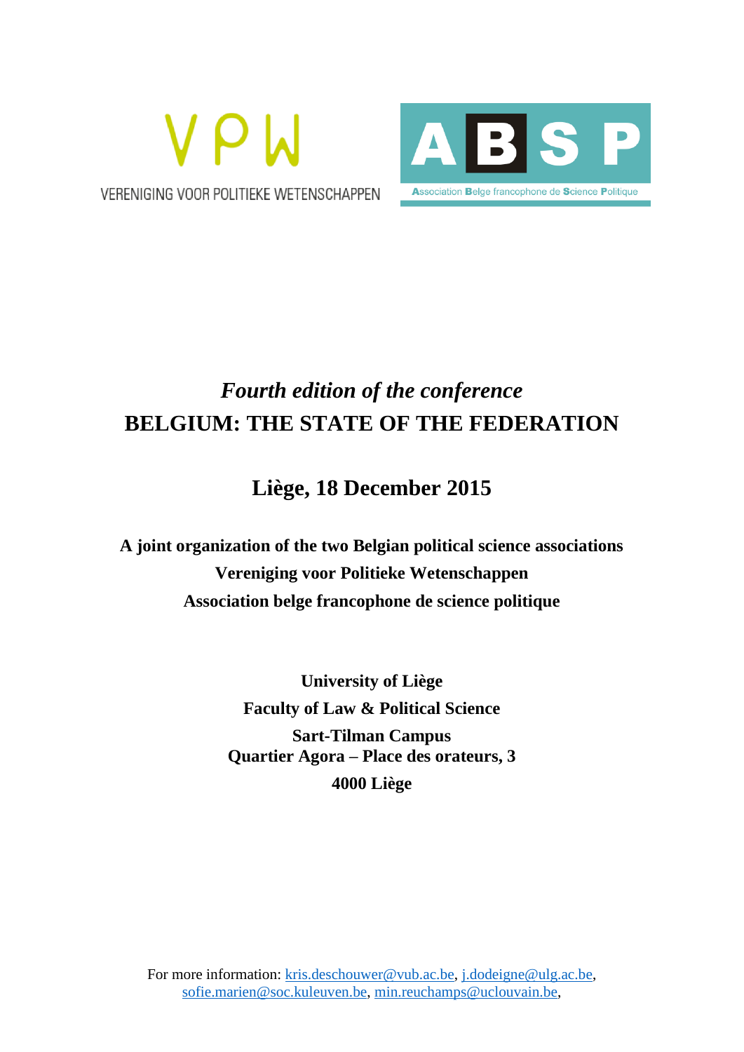VPW

VERENIGING VOOR POLITIEKE WETENSCHAPPEN

ABSP

Association Belge francophone de Science Politique

# *Fourth edition of the conference*
# BELGIUM: THE STATE OF THE FEDERATION

## Liège, 18 December 2015

**A joint organization of the two Belgian political science associations**
**Vereniging voor Politieke Wetenschappen**
**Association belge francophone de science politique**

**University of Liège**
**Faculty of Law & Political Science**
**Sart-Tilman Campus**
**Quartier Agora – Place des orateurs, 3**
**4000 Liège**

For more information: kris.deschouwer@vub.ac.be, j.dodeigne@ulg.ac.be, sofie.marien@soc.kuleuven.be, min.reuchamps@uclouvain.be,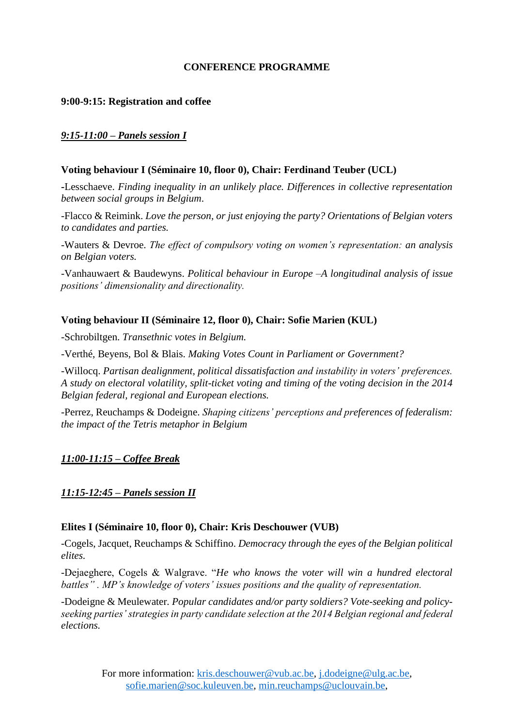**CONFERENCE PROGRAMME**

**9:00-9:15: Registration and coffee**

***9:15-11:00 – Panels session I***

**Voting behaviour I (Séminaire 10, floor 0), Chair: Ferdinand Teuber (UCL)**

-Lesschaeve. *Finding inequality in an unlikely place. Differences in collective representation between social groups in Belgium*.

-Flacco & Reimink. *Love the person, or just enjoying the party? Orientations of Belgian voters to candidates and parties.*

-Wauters & Devroe. *The effect of compulsory voting on women's representation: an analysis on Belgian voters.*

-Vanhauwaert & Baudewyns. *Political behaviour in Europe –A longitudinal analysis of issue positions' dimensionality and directionality.*

**Voting behaviour II (Séminaire 12, floor 0), Chair: Sofie Marien (KUL)**

-Schrobiltgen. *Transethnic votes in Belgium.*

-Verthé, Beyens, Bol & Blais. *Making Votes Count in Parliament or Government?*

-Willocq. *Partisan dealignment, political dissatisfaction and instability in voters' preferences. A study on electoral volatility, split-ticket voting and timing of the voting decision in the 2014 Belgian federal, regional and European elections.*

-Perrez, Reuchamps & Dodeigne. *Shaping citizens' perceptions and preferences of federalism: the impact of the Tetris metaphor in Belgium*

***11:00-11:15 – Coffee Break***

***11:15-12:45 – Panels session II***

**Elites I (Séminaire 10, floor 0), Chair: Kris Deschouwer (VUB)**

-Cogels, Jacquet, Reuchamps & Schiffino. *Democracy through the eyes of the Belgian political elites.*

-Dejaeghere, Cogels & Walgrave. "*He who knows the voter will win a hundred electoral battles" . MP's knowledge of voters' issues positions and the quality of representation.*

-Dodeigne & Meulewater. *Popular candidates and/or party soldiers? Vote-seeking and policy-seeking parties' strategies in party candidate selection at the 2014 Belgian regional and federal elections.*

For more information: kris.deschouwer@vub.ac.be, j.dodeigne@ulg.ac.be, sofie.marien@soc.kuleuven.be, min.reuchamps@uclouvain.be,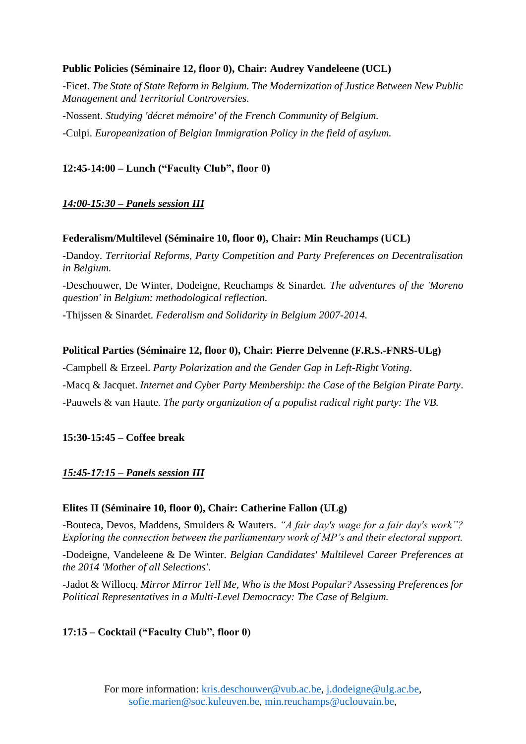**Public Policies (Séminaire 12, floor 0), Chair: Audrey Vandeleene (UCL)**

-Ficet. *The State of State Reform in Belgium. The Modernization of Justice Between New Public Management and Territorial Controversies.*

-Nossent. *Studying 'décret mémoire' of the French Community of Belgium.*

-Culpi. *Europeanization of Belgian Immigration Policy in the field of asylum.*

**12:45-14:00 – Lunch ("Faculty Club", floor 0)**

***<u>14:00-15:30 – Panels session III</u>***

**Federalism/Multilevel (Séminaire 10, floor 0), Chair: Min Reuchamps (UCL)**

-Dandoy. *Territorial Reforms, Party Competition and Party Preferences on Decentralisation in Belgium.*

-Deschouwer, De Winter, Dodeigne, Reuchamps & Sinardet. *The adventures of the 'Moreno question' in Belgium: methodological reflection.*

-Thijssen & Sinardet. *Federalism and Solidarity in Belgium 2007-2014.*

**Political Parties (Séminaire 12, floor 0), Chair: Pierre Delvenne (F.R.S.-FNRS-ULg)**

-Campbell & Erzeel. *Party Polarization and the Gender Gap in Left-Right Voting*.

-Macq & Jacquet. *Internet and Cyber Party Membership: the Case of the Belgian Pirate Party*.

-Pauwels & van Haute. *The party organization of a populist radical right party: The VB.*

**15:30-15:45 – Coffee break**

***<u>15:45-17:15 – Panels session III</u>***

**Elites II (Séminaire 10, floor 0), Chair: Catherine Fallon (ULg)**

-Bouteca, Devos, Maddens, Smulders & Wauters. *"A fair day's wage for a fair day's work"? Exploring the connection between the parliamentary work of MP's and their electoral support.*

-Dodeigne, Vandeleene & De Winter. *Belgian Candidates' Multilevel Career Preferences at the 2014 'Mother of all Selections'*.

-Jadot & Willocq. *Mirror Mirror Tell Me, Who is the Most Popular? Assessing Preferences for Political Representatives in a Multi-Level Democracy: The Case of Belgium.*

**17:15 – Cocktail ("Faculty Club", floor 0)**

For more information: kris.deschouwer@vub.ac.be, j.dodeigne@ulg.ac.be, sofie.marien@soc.kuleuven.be, min.reuchamps@uclouvain.be,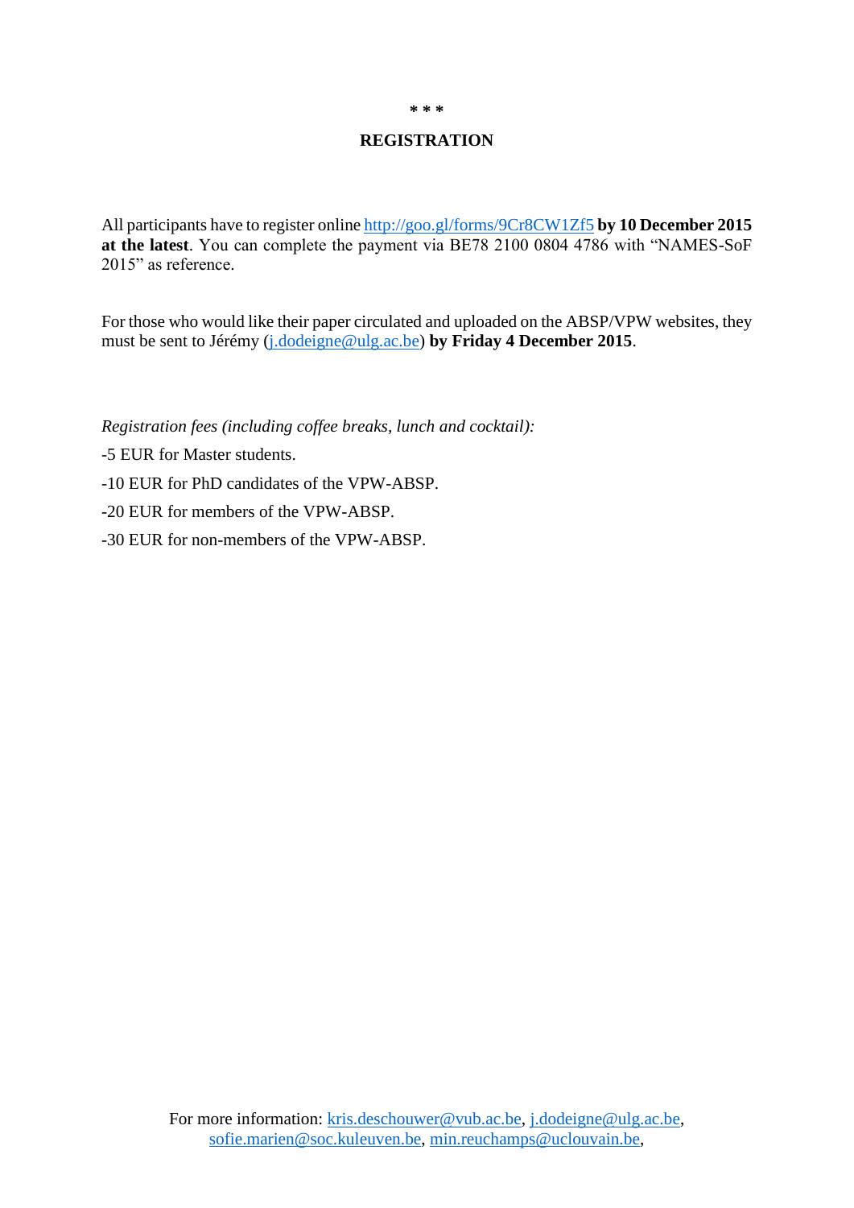\* \* \*

## REGISTRATION

All participants have to register online http://goo.gl/forms/9Cr8CW1Zf5 **by 10 December 2015 at the latest**. You can complete the payment via BE78 2100 0804 4786 with “NAMES-SoF 2015” as reference.

For those who would like their paper circulated and uploaded on the ABSP/VPW websites, they must be sent to Jérémy (j.dodeigne@ulg.ac.be) **by Friday 4 December 2015**.

*Registration fees (including coffee breaks, lunch and cocktail):*

-5 EUR for Master students.

-10 EUR for PhD candidates of the VPW-ABSP.

-20 EUR for members of the VPW-ABSP.

-30 EUR for non-members of the VPW-ABSP.

For more information: kris.deschouwer@vub.ac.be, j.dodeigne@ulg.ac.be, sofie.marien@soc.kuleuven.be, min.reuchamps@uclouvain.be,